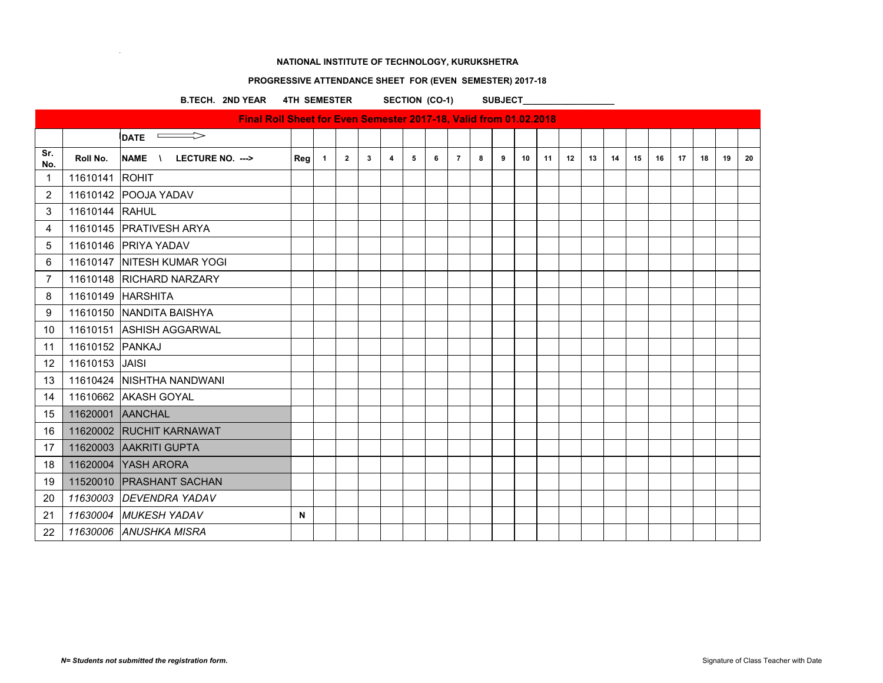**NATIONAL INSTITUTE OF TECHNOLOGY, KURUKSHETRA**

**PROGRESSIVE ATTENDANCE SHEET FOR (EVEN SEMESTER) 2017-18**

**B.TECH. 2ND YEAR 4TH SEMESTER SECTION (CO-1) SUBJECT___________________**

| Final Roll Sheet for Even Semester 2017-18, Valid from 01.02.2018 | | | | | | | | | | | | | | | | | | | | | | | |
|---|---|---|---|---|---|---|---|---|---|---|---|---|---|---|---|---|---|---|---|---|---|---|---|
| | | **DATE** ⟹ | | | | | | | | | | | | | | | | | | | | | |
| **Sr. No.** | **Roll No.** | **NAME \ LECTURE NO. --->** | **Reg** | **1** | **2** | **3** | **4** | **5** | **6** | **7** | **8** | **9** | **10** | **11** | **12** | **13** | **14** | **15** | **16** | **17** | **18** | **19** | **20** |
| 1 | 11610141 | ROHIT | | | | | | | | | | | | | | | | | | | | | |
| 2 | 11610142 | POOJA YADAV | | | | | | | | | | | | | | | | | | | | | |
| 3 | 11610144 | RAHUL | | | | | | | | | | | | | | | | | | | | | |
| 4 | 11610145 | PRATIVESH ARYA | | | | | | | | | | | | | | | | | | | | | |
| 5 | 11610146 | PRIYA YADAV | | | | | | | | | | | | | | | | | | | | | |
| 6 | 11610147 | NITESH KUMAR YOGI | | | | | | | | | | | | | | | | | | | | | |
| 7 | 11610148 | RICHARD NARZARY | | | | | | | | | | | | | | | | | | | | | |
| 8 | 11610149 | HARSHITA | | | | | | | | | | | | | | | | | | | | | |
| 9 | 11610150 | NANDITA BAISHYA | | | | | | | | | | | | | | | | | | | | | |
| 10 | 11610151 | ASHISH AGGARWAL | | | | | | | | | | | | | | | | | | | | | |
| 11 | 11610152 | PANKAJ | | | | | | | | | | | | | | | | | | | | | |
| 12 | 11610153 | JAISI | | | | | | | | | | | | | | | | | | | | | |
| 13 | 11610424 | NISHTHA NANDWANI | | | | | | | | | | | | | | | | | | | | | |
| 14 | 11610662 | AKASH GOYAL | | | | | | | | | | | | | | | | | | | | | |
| 15 | 11620001 | AANCHAL | | | | | | | | | | | | | | | | | | | | | |
| 16 | 11620002 | RUCHIT KARNAWAT | | | | | | | | | | | | | | | | | | | | | |
| 17 | 11620003 | AAKRITI GUPTA | | | | | | | | | | | | | | | | | | | | | |
| 18 | 11620004 | YASH ARORA | | | | | | | | | | | | | | | | | | | | | |
| 19 | 11520010 | PRASHANT SACHAN | | | | | | | | | | | | | | | | | | | | | |
| 20 | *11630003* | *DEVENDRA YADAV* | | | | | | | | | | | | | | | | | | | | | |
| 21 | *11630004* | *MUKESH YADAV* | **N** | | | | | | | | | | | | | | | | | | | | |
| 22 | *11630006* | *ANUSHKA MISRA* | | | | | | | | | | | | | | | | | | | | | |

***N= Students not submitted the registration form.***

Signature of Class Teacher with Date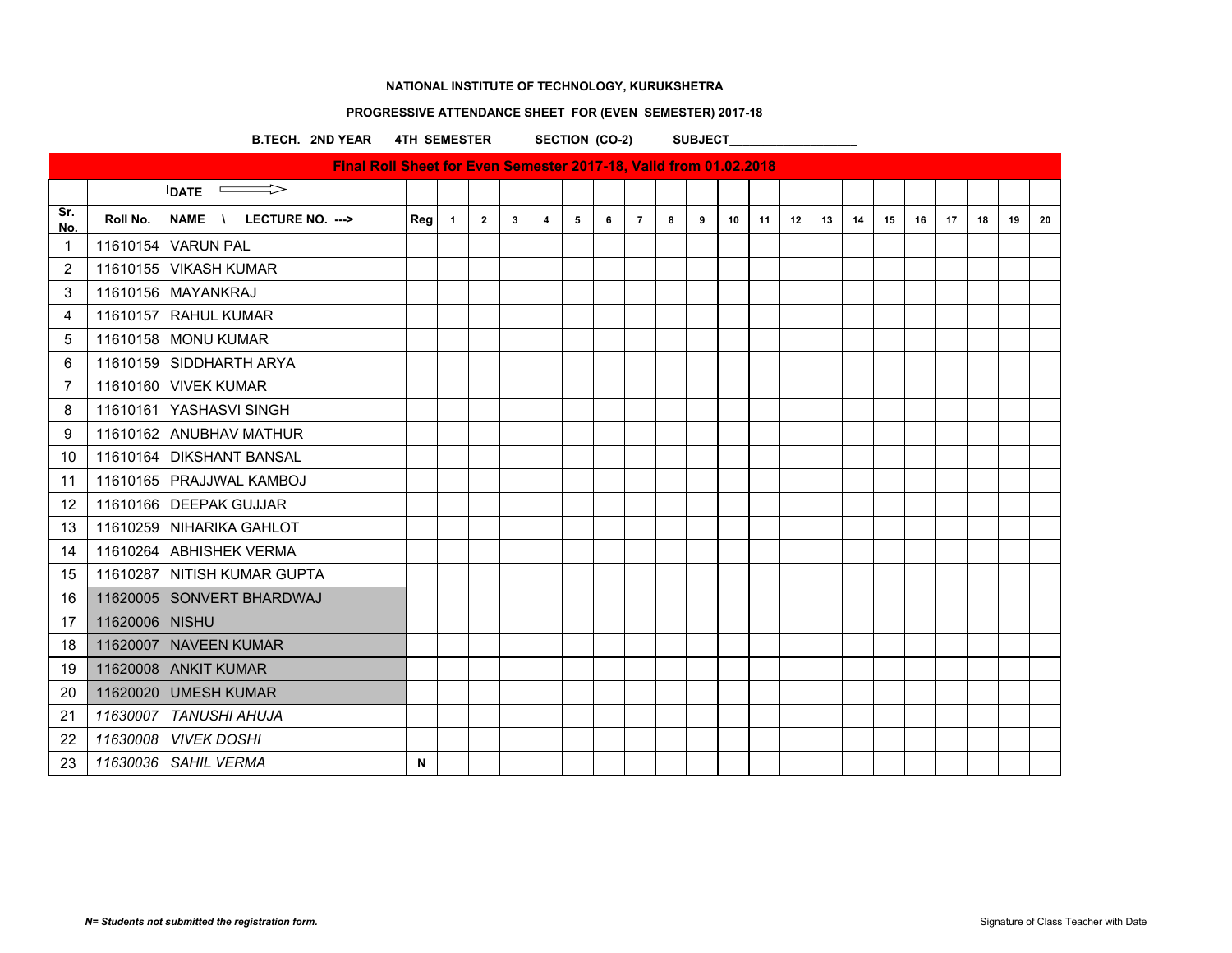**NATIONAL INSTITUTE OF TECHNOLOGY, KURUKSHETRA**

**PROGRESSIVE ATTENDANCE SHEET FOR (EVEN SEMESTER) 2017-18**

**B.TECH. 2ND YEAR 4TH SEMESTER SECTION (CO-2) SUBJECT___________________**

**Final Roll Sheet for Even Semester 2017-18, Valid from 01.02.2018**

| | | DATE ⟹ | | | | | | | | | | | | | | | | | | | | | |
|---|---|---|---|---|---|---|---|---|---|---|---|---|---|---|---|---|---|---|---|---|---|---|---|
| Sr. No. | Roll No. | NAME \ LECTURE NO. ---> | Reg | 1 | 2 | 3 | 4 | 5 | 6 | 7 | 8 | 9 | 10 | 11 | 12 | 13 | 14 | 15 | 16 | 17 | 18 | 19 | 20 |
| 1 | 11610154 | VARUN PAL | | | | | | | | | | | | | | | | | | | | | |
| 2 | 11610155 | VIKASH KUMAR | | | | | | | | | | | | | | | | | | | | | |
| 3 | 11610156 | MAYANKRAJ | | | | | | | | | | | | | | | | | | | | | |
| 4 | 11610157 | RAHUL KUMAR | | | | | | | | | | | | | | | | | | | | | |
| 5 | 11610158 | MONU KUMAR | | | | | | | | | | | | | | | | | | | | | |
| 6 | 11610159 | SIDDHARTH ARYA | | | | | | | | | | | | | | | | | | | | | |
| 7 | 11610160 | VIVEK KUMAR | | | | | | | | | | | | | | | | | | | | | |
| 8 | 11610161 | YASHASVI SINGH | | | | | | | | | | | | | | | | | | | | | |
| 9 | 11610162 | ANUBHAV MATHUR | | | | | | | | | | | | | | | | | | | | | |
| 10 | 11610164 | DIKSHANT BANSAL | | | | | | | | | | | | | | | | | | | | | |
| 11 | 11610165 | PRAJJWAL KAMBOJ | | | | | | | | | | | | | | | | | | | | | |
| 12 | 11610166 | DEEPAK GUJJAR | | | | | | | | | | | | | | | | | | | | | |
| 13 | 11610259 | NIHARIKA GAHLOT | | | | | | | | | | | | | | | | | | | | | |
| 14 | 11610264 | ABHISHEK VERMA | | | | | | | | | | | | | | | | | | | | | |
| 15 | 11610287 | NITISH KUMAR GUPTA | | | | | | | | | | | | | | | | | | | | | |
| 16 | 11620005 | SONVERT BHARDWAJ | | | | | | | | | | | | | | | | | | | | | |
| 17 | 11620006 | NISHU | | | | | | | | | | | | | | | | | | | | | |
| 18 | 11620007 | NAVEEN KUMAR | | | | | | | | | | | | | | | | | | | | | |
| 19 | 11620008 | ANKIT KUMAR | | | | | | | | | | | | | | | | | | | | | |
| 20 | 11620020 | UMESH KUMAR | | | | | | | | | | | | | | | | | | | | | |
| 21 | *11630007* | *TANUSHI AHUJA* | | | | | | | | | | | | | | | | | | | | | |
| 22 | *11630008* | *VIVEK DOSHI* | | | | | | | | | | | | | | | | | | | | | |
| 23 | *11630036* | *SAHIL VERMA* | N | | | | | | | | | | | | | | | | | | | | |

***N= Students not submitted the registration form.***

Signature of Class Teacher with Date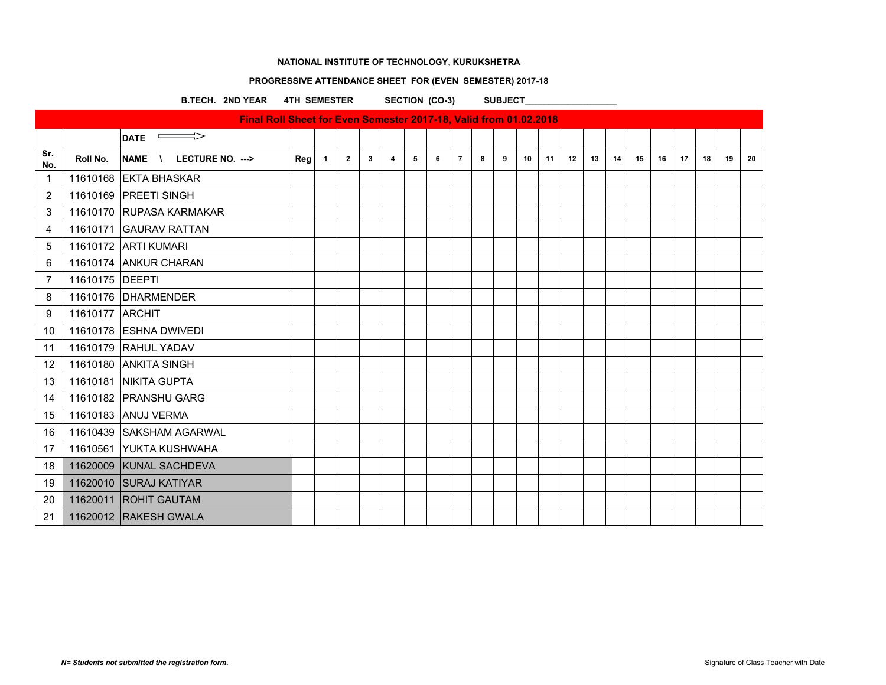**NATIONAL INSTITUTE OF TECHNOLOGY, KURUKSHETRA**

**PROGRESSIVE ATTENDANCE SHEET FOR (EVEN SEMESTER) 2017-18**

**B.TECH. 2ND YEAR 4TH SEMESTER SECTION (CO-3) SUBJECT___________________**

| **Final Roll Sheet for Even Semester 2017-18, Valid from 01.02.2018** | | | | | | | | | | | | | | | | | | | | | | | |
|---|---|---|---|---|---|---|---|---|---|---|---|---|---|---|---|---|---|---|---|---|---|---|---|
| | | **DATE** ⟹ | | | | | | | | | | | | | | | | | | | | | |
| **Sr. No.** | **Roll No.** | **NAME \ LECTURE NO. --->** | **Reg** | **1** | **2** | **3** | **4** | **5** | **6** | **7** | **8** | **9** | **10** | **11** | **12** | **13** | **14** | **15** | **16** | **17** | **18** | **19** | **20** |
| 1 | 11610168 | EKTA BHASKAR | | | | | | | | | | | | | | | | | | | | | |
| 2 | 11610169 | PREETI SINGH | | | | | | | | | | | | | | | | | | | | | |
| 3 | 11610170 | RUPASA KARMAKAR | | | | | | | | | | | | | | | | | | | | | |
| 4 | 11610171 | GAURAV RATTAN | | | | | | | | | | | | | | | | | | | | | |
| 5 | 11610172 | ARTI KUMARI | | | | | | | | | | | | | | | | | | | | | |
| 6 | 11610174 | ANKUR CHARAN | | | | | | | | | | | | | | | | | | | | | |
| 7 | 11610175 | DEEPTI | | | | | | | | | | | | | | | | | | | | | |
| 8 | 11610176 | DHARMENDER | | | | | | | | | | | | | | | | | | | | | |
| 9 | 11610177 | ARCHIT | | | | | | | | | | | | | | | | | | | | | |
| 10 | 11610178 | ESHNA DWIVEDI | | | | | | | | | | | | | | | | | | | | | |
| 11 | 11610179 | RAHUL YADAV | | | | | | | | | | | | | | | | | | | | | |
| 12 | 11610180 | ANKITA SINGH | | | | | | | | | | | | | | | | | | | | | |
| 13 | 11610181 | NIKITA GUPTA | | | | | | | | | | | | | | | | | | | | | |
| 14 | 11610182 | PRANSHU GARG | | | | | | | | | | | | | | | | | | | | | |
| 15 | 11610183 | ANUJ VERMA | | | | | | | | | | | | | | | | | | | | | |
| 16 | 11610439 | SAKSHAM AGARWAL | | | | | | | | | | | | | | | | | | | | | |
| 17 | 11610561 | YUKTA KUSHWAHA | | | | | | | | | | | | | | | | | | | | | |
| 18 | 11620009 | KUNAL SACHDEVA | | | | | | | | | | | | | | | | | | | | | |
| 19 | 11620010 | SURAJ KATIYAR | | | | | | | | | | | | | | | | | | | | | |
| 20 | 11620011 | ROHIT GAUTAM | | | | | | | | | | | | | | | | | | | | | |
| 21 | 11620012 | RAKESH GWALA | | | | | | | | | | | | | | | | | | | | | |

***N= Students not submitted the registration form.***

Signature of Class Teacher with Date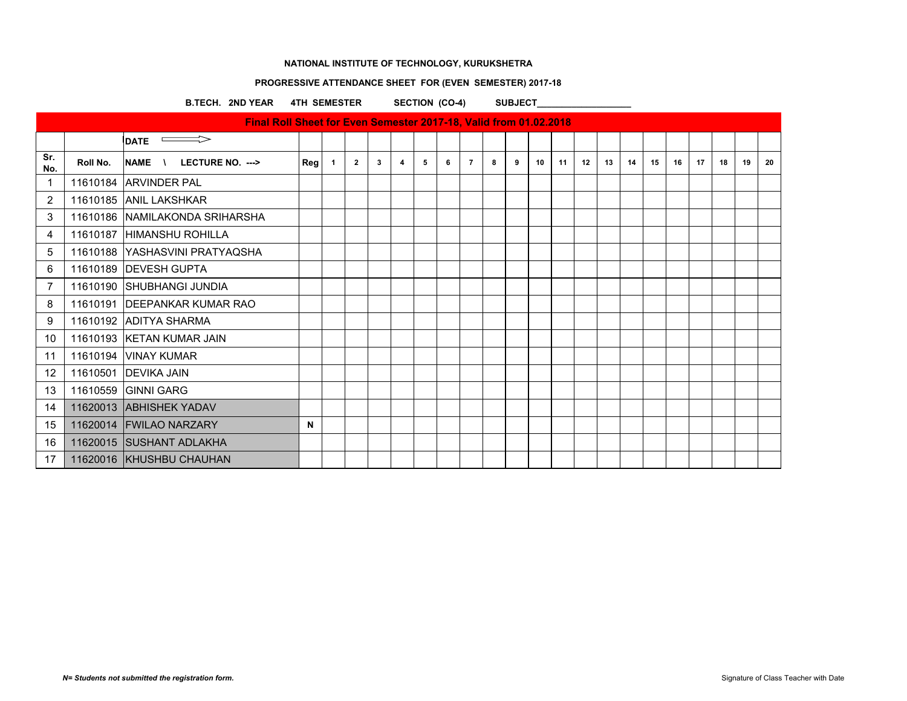**NATIONAL INSTITUTE OF TECHNOLOGY, KURUKSHETRA**

**PROGRESSIVE ATTENDANCE SHEET FOR (EVEN SEMESTER) 2017-18**

**B.TECH. 2ND YEAR 4TH SEMESTER SECTION (CO-4) SUBJECT___________________**

| Final Roll Sheet for Even Semester 2017-18, Valid from 01.02.2018 | | | | | | | | | | | | | | | | | | | | | | | |
|---|---|---|---|---|---|---|---|---|---|---|---|---|---|---|---|---|---|---|---|---|---|---|---|
| | | DATE ⟹ | | | | | | | | | | | | | | | | | | | | | |
| Sr. No. | Roll No. | NAME \ LECTURE NO. ---> | Reg | 1 | 2 | 3 | 4 | 5 | 6 | 7 | 8 | 9 | 10 | 11 | 12 | 13 | 14 | 15 | 16 | 17 | 18 | 19 | 20 |
| 1 | 11610184 | ARVINDER PAL | | | | | | | | | | | | | | | | | | | | | |
| 2 | 11610185 | ANIL LAKSHKAR | | | | | | | | | | | | | | | | | | | | | |
| 3 | 11610186 | NAMILAKONDA SRIHARSHA | | | | | | | | | | | | | | | | | | | | | |
| 4 | 11610187 | HIMANSHU ROHILLA | | | | | | | | | | | | | | | | | | | | | |
| 5 | 11610188 | YASHASVINI PRATYAQSHA | | | | | | | | | | | | | | | | | | | | | |
| 6 | 11610189 | DEVESH GUPTA | | | | | | | | | | | | | | | | | | | | | |
| 7 | 11610190 | SHUBHANGI JUNDIA | | | | | | | | | | | | | | | | | | | | | |
| 8 | 11610191 | DEEPANKAR KUMAR RAO | | | | | | | | | | | | | | | | | | | | | |
| 9 | 11610192 | ADITYA SHARMA | | | | | | | | | | | | | | | | | | | | | |
| 10 | 11610193 | KETAN KUMAR JAIN | | | | | | | | | | | | | | | | | | | | | |
| 11 | 11610194 | VINAY KUMAR | | | | | | | | | | | | | | | | | | | | | |
| 12 | 11610501 | DEVIKA JAIN | | | | | | | | | | | | | | | | | | | | | |
| 13 | 11610559 | GINNI GARG | | | | | | | | | | | | | | | | | | | | | |
| 14 | 11620013 | ABHISHEK YADAV | | | | | | | | | | | | | | | | | | | | | |
| 15 | 11620014 | FWILAO NARZARY | N | | | | | | | | | | | | | | | | | | | | |
| 16 | 11620015 | SUSHANT ADLAKHA | | | | | | | | | | | | | | | | | | | | | |
| 17 | 11620016 | KHUSHBU CHAUHAN | | | | | | | | | | | | | | | | | | | | | |

*N= Students not submitted the registration form.*

Signature of Class Teacher with Date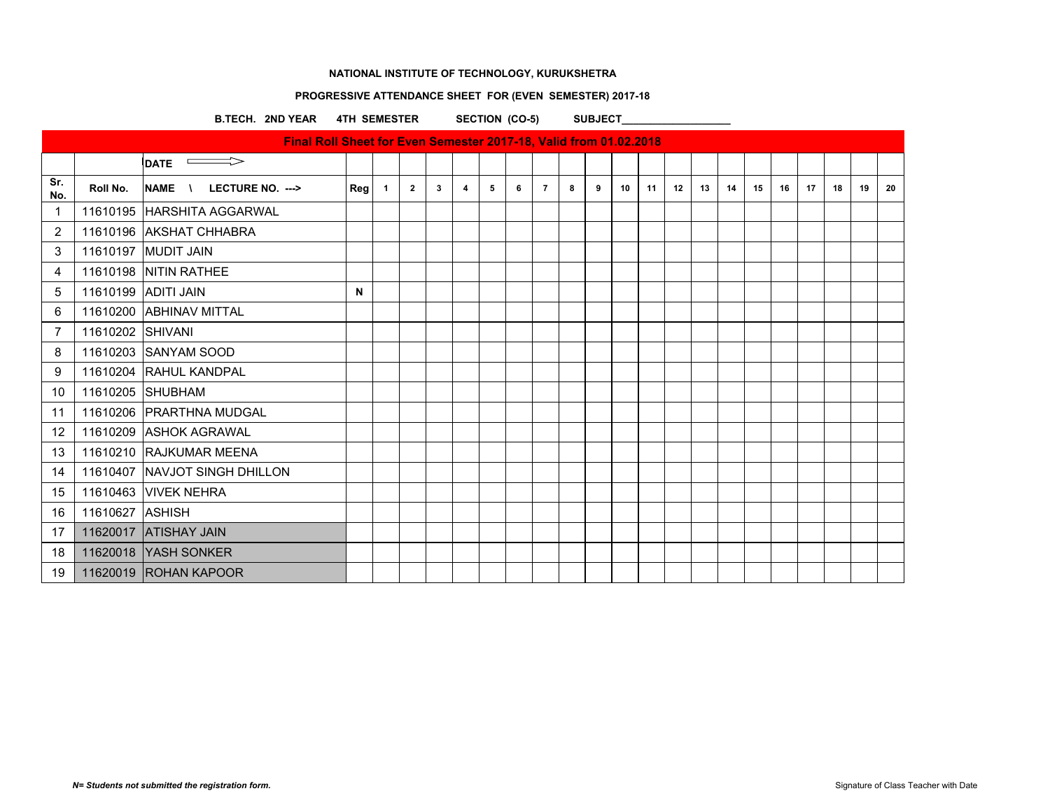**NATIONAL INSTITUTE OF TECHNOLOGY, KURUKSHETRA**

**PROGRESSIVE ATTENDANCE SHEET FOR (EVEN SEMESTER) 2017-18**

**B.TECH. 2ND YEAR 4TH SEMESTER SECTION (CO-5) SUBJECT___________________**

| Final Roll Sheet for Even Semester 2017-18, Valid from 01.02.2018 | | | | | | | | | | | | | | | | | | | | | | | |
|---|---|---|---|---|---|---|---|---|---|---|---|---|---|---|---|---|---|---|---|---|---|---|---|
| | | DATE ⟹ | | | | | | | | | | | | | | | | | | | | | |
| Sr. No. | Roll No. | NAME \ LECTURE NO. ---> | Reg | 1 | 2 | 3 | 4 | 5 | 6 | 7 | 8 | 9 | 10 | 11 | 12 | 13 | 14 | 15 | 16 | 17 | 18 | 19 | 20 |
| 1 | 11610195 | HARSHITA AGGARWAL | | | | | | | | | | | | | | | | | | | | | |
| 2 | 11610196 | AKSHAT CHHABRA | | | | | | | | | | | | | | | | | | | | | |
| 3 | 11610197 | MUDIT JAIN | | | | | | | | | | | | | | | | | | | | | |
| 4 | 11610198 | NITIN RATHEE | | | | | | | | | | | | | | | | | | | | | |
| 5 | 11610199 | ADITI JAIN | N | | | | | | | | | | | | | | | | | | | | |
| 6 | 11610200 | ABHINAV MITTAL | | | | | | | | | | | | | | | | | | | | | |
| 7 | 11610202 | SHIVANI | | | | | | | | | | | | | | | | | | | | | |
| 8 | 11610203 | SANYAM SOOD | | | | | | | | | | | | | | | | | | | | | |
| 9 | 11610204 | RAHUL KANDPAL | | | | | | | | | | | | | | | | | | | | | |
| 10 | 11610205 | SHUBHAM | | | | | | | | | | | | | | | | | | | | | |
| 11 | 11610206 | PRARTHNA MUDGAL | | | | | | | | | | | | | | | | | | | | | |
| 12 | 11610209 | ASHOK AGRAWAL | | | | | | | | | | | | | | | | | | | | | |
| 13 | 11610210 | RAJKUMAR MEENA | | | | | | | | | | | | | | | | | | | | | |
| 14 | 11610407 | NAVJOT SINGH DHILLON | | | | | | | | | | | | | | | | | | | | | |
| 15 | 11610463 | VIVEK NEHRA | | | | | | | | | | | | | | | | | | | | | |
| 16 | 11610627 | ASHISH | | | | | | | | | | | | | | | | | | | | | |
| 17 | 11620017 | ATISHAY JAIN | | | | | | | | | | | | | | | | | | | | | |
| 18 | 11620018 | YASH SONKER | | | | | | | | | | | | | | | | | | | | | |
| 19 | 11620019 | ROHAN KAPOOR | | | | | | | | | | | | | | | | | | | | | |

***N= Students not submitted the registration form.***

Signature of Class Teacher with Date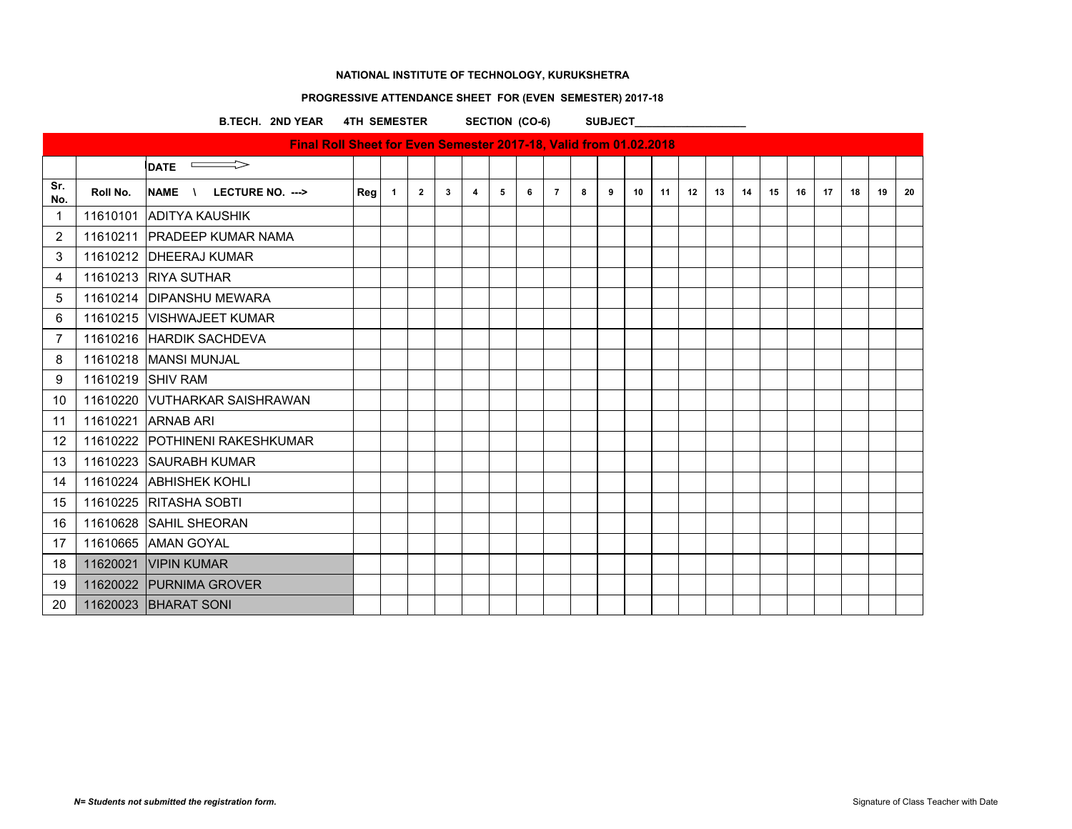**NATIONAL INSTITUTE OF TECHNOLOGY, KURUKSHETRA**

**PROGRESSIVE ATTENDANCE SHEET FOR (EVEN SEMESTER) 2017-18**

**B.TECH. 2ND YEAR 4TH SEMESTER SECTION (CO-6) SUBJECT___________________**

| | | | | | | | | | | | | | | | | | | | | | | | |
|---|---|---|---|---|---|---|---|---|---|---|---|---|---|---|---|---|---|---|---|---|---|---|---|
| **Final Roll Sheet for Even Semester 2017-18, Valid from 01.02.2018** | | | | | | | | | | | | | | | | | | | | | | | |
| | | **DATE** ⟹ | | | | | | | | | | | | | | | | | | | | | |
| **Sr. No.** | **Roll No.** | **NAME \ LECTURE NO. --->** | **Reg** | **1** | **2** | **3** | **4** | **5** | **6** | **7** | **8** | **9** | **10** | **11** | **12** | **13** | **14** | **15** | **16** | **17** | **18** | **19** | **20** |
| 1 | 11610101 | ADITYA KAUSHIK | | | | | | | | | | | | | | | | | | | | | |
| 2 | 11610211 | PRADEEP KUMAR NAMA | | | | | | | | | | | | | | | | | | | | | |
| 3 | 11610212 | DHEERAJ KUMAR | | | | | | | | | | | | | | | | | | | | | |
| 4 | 11610213 | RIYA SUTHAR | | | | | | | | | | | | | | | | | | | | | |
| 5 | 11610214 | DIPANSHU MEWARA | | | | | | | | | | | | | | | | | | | | | |
| 6 | 11610215 | VISHWAJEET KUMAR | | | | | | | | | | | | | | | | | | | | | |
| 7 | 11610216 | HARDIK SACHDEVA | | | | | | | | | | | | | | | | | | | | | |
| 8 | 11610218 | MANSI MUNJAL | | | | | | | | | | | | | | | | | | | | | |
| 9 | 11610219 | SHIV RAM | | | | | | | | | | | | | | | | | | | | | |
| 10 | 11610220 | VUTHARKAR SAISHRAWAN | | | | | | | | | | | | | | | | | | | | | |
| 11 | 11610221 | ARNAB ARI | | | | | | | | | | | | | | | | | | | | | |
| 12 | 11610222 | POTHINENI RAKESHKUMAR | | | | | | | | | | | | | | | | | | | | | |
| 13 | 11610223 | SAURABH KUMAR | | | | | | | | | | | | | | | | | | | | | |
| 14 | 11610224 | ABHISHEK KOHLI | | | | | | | | | | | | | | | | | | | | | |
| 15 | 11610225 | RITASHA SOBTI | | | | | | | | | | | | | | | | | | | | | |
| 16 | 11610628 | SAHIL SHEORAN | | | | | | | | | | | | | | | | | | | | | |
| 17 | 11610665 | AMAN GOYAL | | | | | | | | | | | | | | | | | | | | | |
| 18 | 11620021 | VIPIN KUMAR | | | | | | | | | | | | | | | | | | | | | |
| 19 | 11620022 | PURNIMA GROVER | | | | | | | | | | | | | | | | | | | | | |
| 20 | 11620023 | BHARAT SONI | | | | | | | | | | | | | | | | | | | | | |

***N= Students not submitted the registration form.***

Signature of Class Teacher with Date